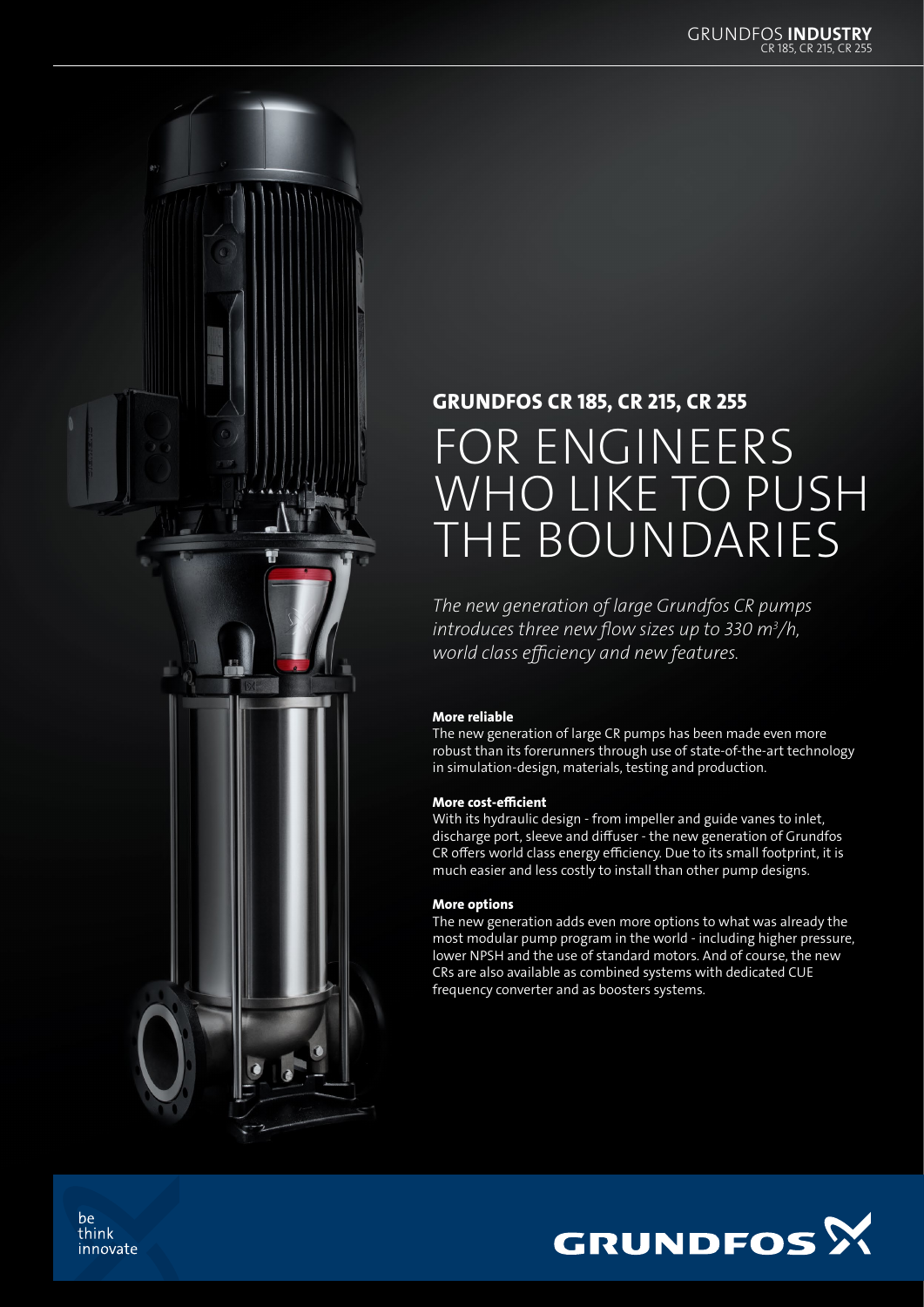## GRUNDFOS CR 185, CR 215, CR 255

# FOR ENGINEERS WHO LIKE TO PUSH THE BOUNDARIES

*The new generation of large Grundfos CR pumps introduces three new flow sizes up to 330 $m^3/h$, world class efficiency and new features.*

**More reliable**

The new generation of large CR pumps has been made even more robust than its forerunners through use of state-of-the-art technology in simulation-design, materials, testing and production.

**More cost-efficient**

With its hydraulic design - from impeller and guide vanes to inlet, discharge port, sleeve and diffuser - the new generation of Grundfos CR offers world class energy efficiency. Due to its small footprint, it is much easier and less costly to install than other pump designs.

**More options**

The new generation adds even more options to what was already the most modular pump program in the world - including higher pressure, lower NPSH and the use of standard motors. And of course, the new CRs are also available as combined systems with dedicated CUE frequency converter and as boosters systems.

be
think
innovate

GRUNDFOS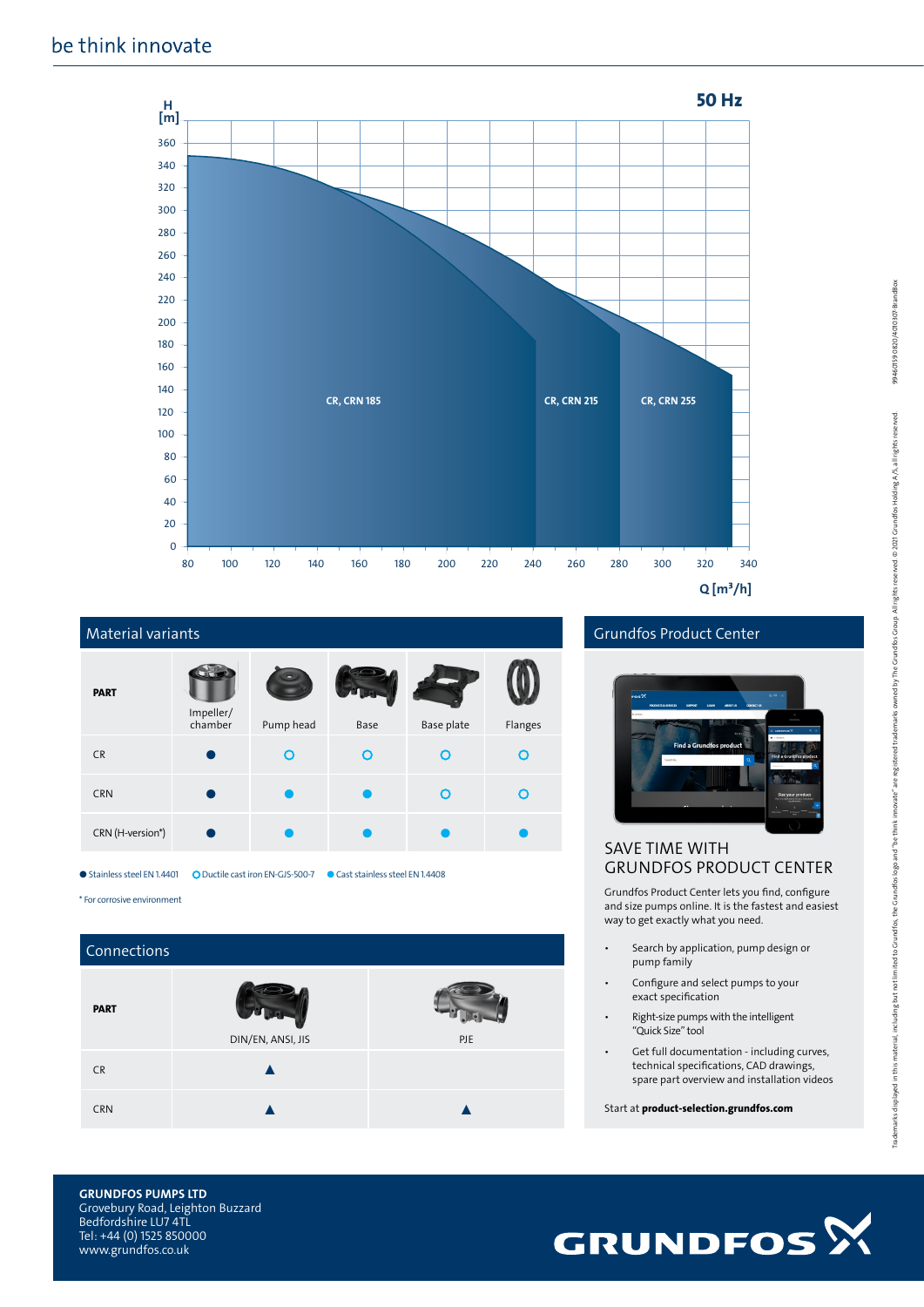be think innovate

50 Hz

H [m]

360
340
320
300
280
260
240
220
200
180
160
140
120
100
80
60
40
20
0

80 100 120 140 160 180 200 220 240 260 280 300 320 340

Q [m³/h]

CR, CRN 185

CR, CRN 215

CR, CRN 255

## Material variants

| PART | Impeller/ chamber | Pump head | Base | Base plate | Flanges |
|---|---|---|---|---|---|
| CR | ● | ○ | ○ | ○ | ○ |
| CRN | ● | ● | ● | ○ | ○ |
| CRN (H-version*) | ● | ● | ● | ● | ● |

● Stainless steel EN 1.4401 ○ Ductile cast iron EN-GJS-500-7 ● Cast stainless steel EN 1.4408

* For corrosive environment

## Connections

| PART | DIN/EN, ANSI, JIS | PJE |
|---|---|---|
| CR | ▲ | |
| CRN | ▲ | ▲ |

## Grundfos Product Center

### SAVE TIME WITH GRUNDFOS PRODUCT CENTER

Grundfos Product Center lets you find, configure and size pumps online. It is the fastest and easiest way to get exactly what you need.

- Search by application, pump design or pump family
- Configure and select pumps to your exact specification
- Right-size pumps with the intelligent "Quick Size" tool
- Get full documentation - including curves, technical specifications, CAD drawings, spare part overview and installation videos

Start at **product-selection.grundfos.com**

Trademarks displayed in this material, including but not limited to Grundfos, the Grundfos logo and "be think innovate" are registered trademarks owned by The Grundfos Group. All rights reserved. © 2021 Grundfos Holding A/S, all rights reserved. 99461159 0820/4010307-BrandBox

**GRUNDFOS PUMPS LTD**
Grovebury Road, Leighton Buzzard
Bedfordshire LU7 4TL
Tel: +44 (0) 1525 850000
www.grundfos.co.uk

GRUNDFOS